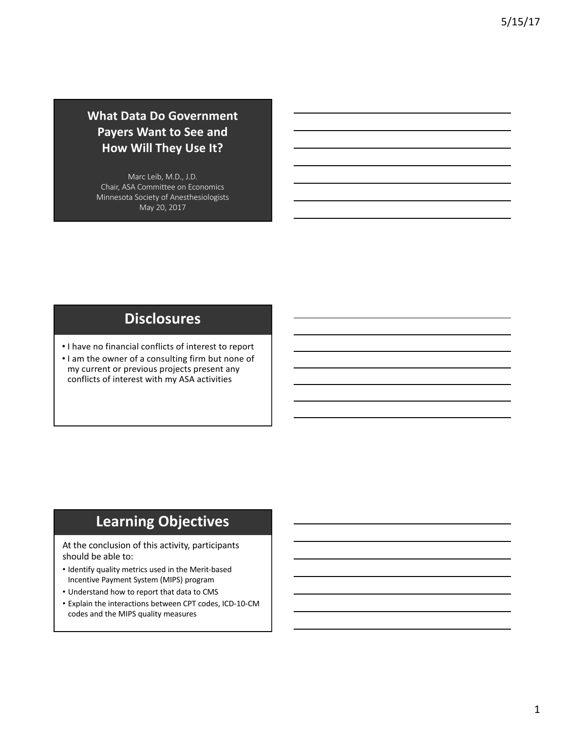# What Data Do Government Payers Want to See and How Will They Use It?

Marc Leib, M.D., J.D.
Chair, ASA Committee on Economics
Minnesota Society of Anesthesiologists
May 20, 2017

## Disclosures

- I have no financial conflicts of interest to report
- I am the owner of a consulting firm but none of my current or previous projects present any conflicts of interest with my ASA activities

## Learning Objectives

At the conclusion of this activity, participants should be able to:

- Identify quality metrics used in the Merit-based Incentive Payment System (MIPS) program
- Understand how to report that data to CMS
- Explain the interactions between CPT codes, ICD-10-CM codes and the MIPS quality measures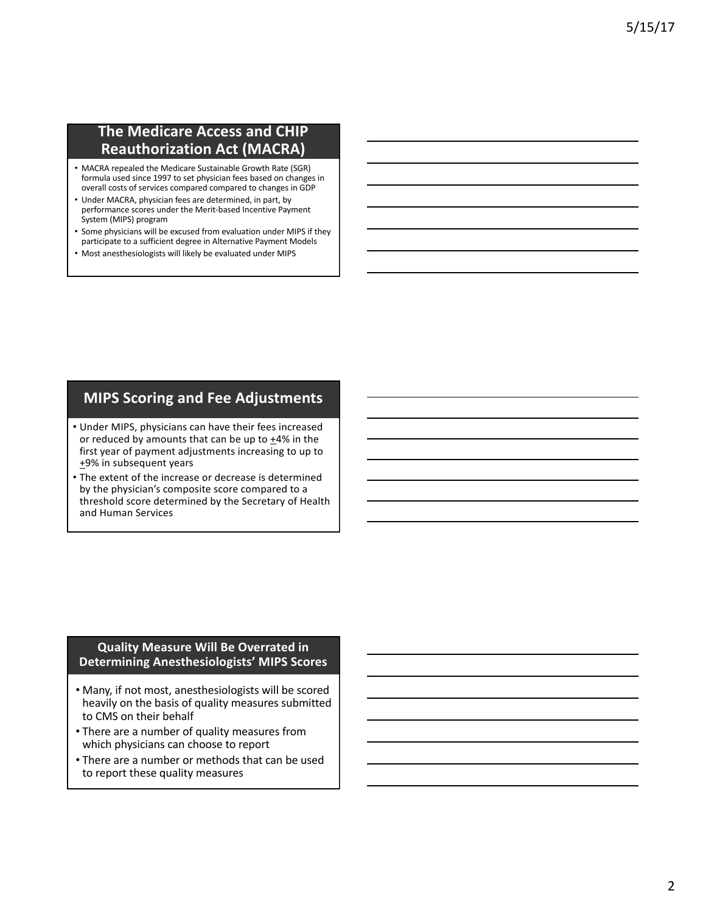## The Medicare Access and CHIP Reauthorization Act (MACRA)

- MACRA repealed the Medicare Sustainable Growth Rate (SGR) formula used since 1997 to set physician fees based on changes in overall costs of services compared compared to changes in GDP
- Under MACRA, physician fees are determined, in part, by performance scores under the Merit-based Incentive Payment System (MIPS) program
- Some physicians will be excused from evaluation under MIPS if they participate to a sufficient degree in Alternative Payment Models
- Most anesthesiologists will likely be evaluated under MIPS

## MIPS Scoring and Fee Adjustments

- Under MIPS, physicians can have their fees increased or reduced by amounts that can be up to ±4% in the first year of payment adjustments increasing to up to ±9% in subsequent years
- The extent of the increase or decrease is determined by the physician's composite score compared to a threshold score determined by the Secretary of Health and Human Services

## Quality Measure Will Be Overrated in Determining Anesthesiologists' MIPS Scores

- Many, if not most, anesthesiologists will be scored heavily on the basis of quality measures submitted to CMS on their behalf
- There are a number of quality measures from which physicians can choose to report
- There are a number or methods that can be used to report these quality measures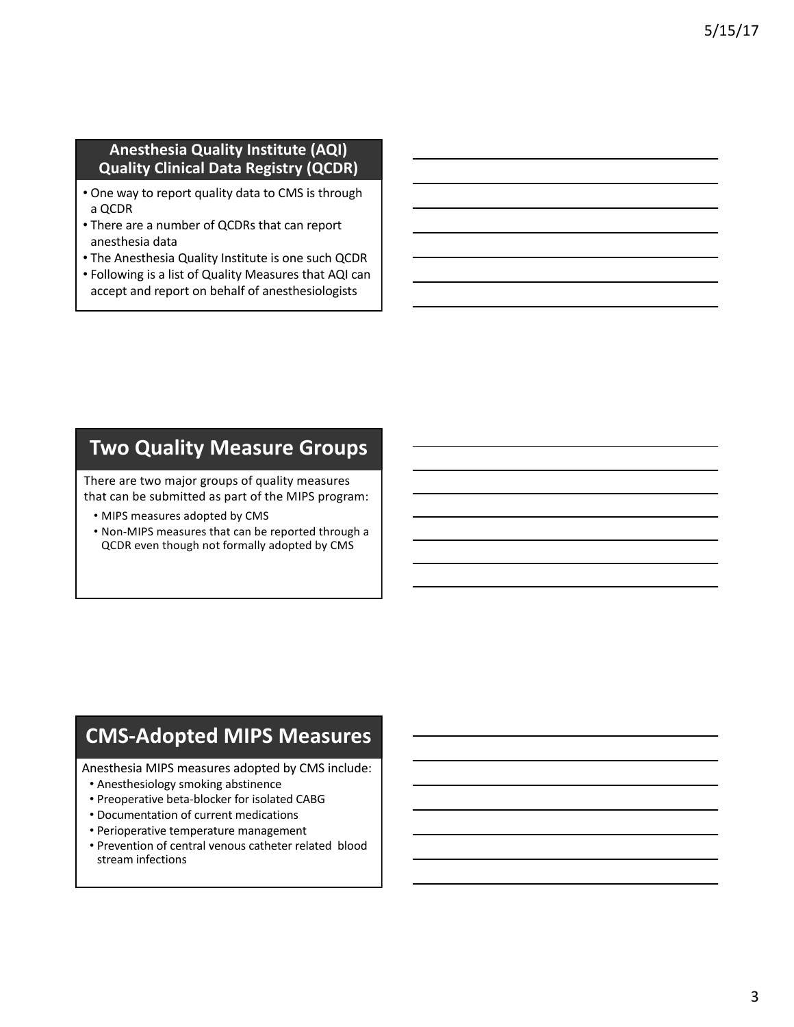## Anesthesia Quality Institute (AQI) Quality Clinical Data Registry (QCDR)

- One way to report quality data to CMS is through a QCDR
- There are a number of QCDRs that can report anesthesia data
- The Anesthesia Quality Institute is one such QCDR
- Following is a list of Quality Measures that AQI can accept and report on behalf of anesthesiologists

## Two Quality Measure Groups

There are two major groups of quality measures that can be submitted as part of the MIPS program:

- MIPS measures adopted by CMS
- Non-MIPS measures that can be reported through a QCDR even though not formally adopted by CMS

## CMS-Adopted MIPS Measures

Anesthesia MIPS measures adopted by CMS include:

- Anesthesiology smoking abstinence
- Preoperative beta-blocker for isolated CABG
- Documentation of current medications
- Perioperative temperature management
- Prevention of central venous catheter related blood stream infections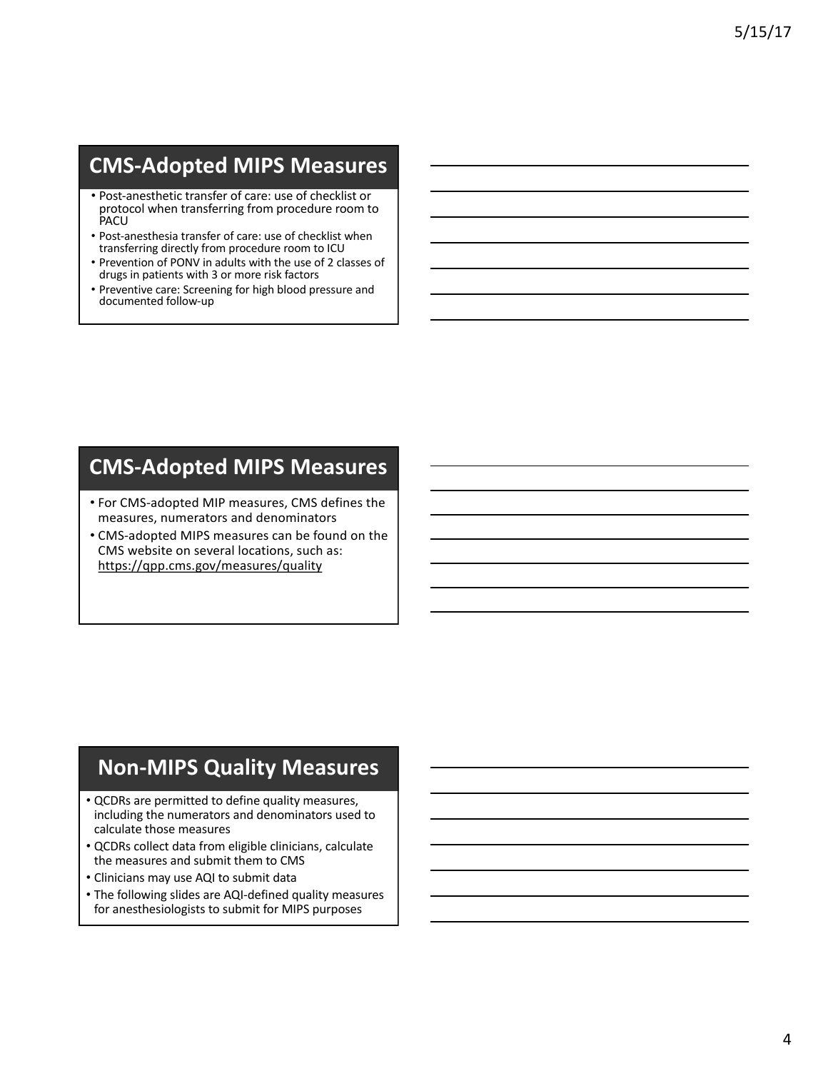## CMS-Adopted MIPS Measures

- Post-anesthetic transfer of care: use of checklist or protocol when transferring from procedure room to PACU
- Post-anesthesia transfer of care: use of checklist when transferring directly from procedure room to ICU
- Prevention of PONV in adults with the use of 2 classes of drugs in patients with 3 or more risk factors
- Preventive care: Screening for high blood pressure and documented follow-up

## CMS-Adopted MIPS Measures

- For CMS-adopted MIP measures, CMS defines the measures, numerators and denominators
- CMS-adopted MIPS measures can be found on the CMS website on several locations, such as: https://qpp.cms.gov/measures/quality

## Non-MIPS Quality Measures

- QCDRs are permitted to define quality measures, including the numerators and denominators used to calculate those measures
- QCDRs collect data from eligible clinicians, calculate the measures and submit them to CMS
- Clinicians may use AQI to submit data
- The following slides are AQI-defined quality measures for anesthesiologists to submit for MIPS purposes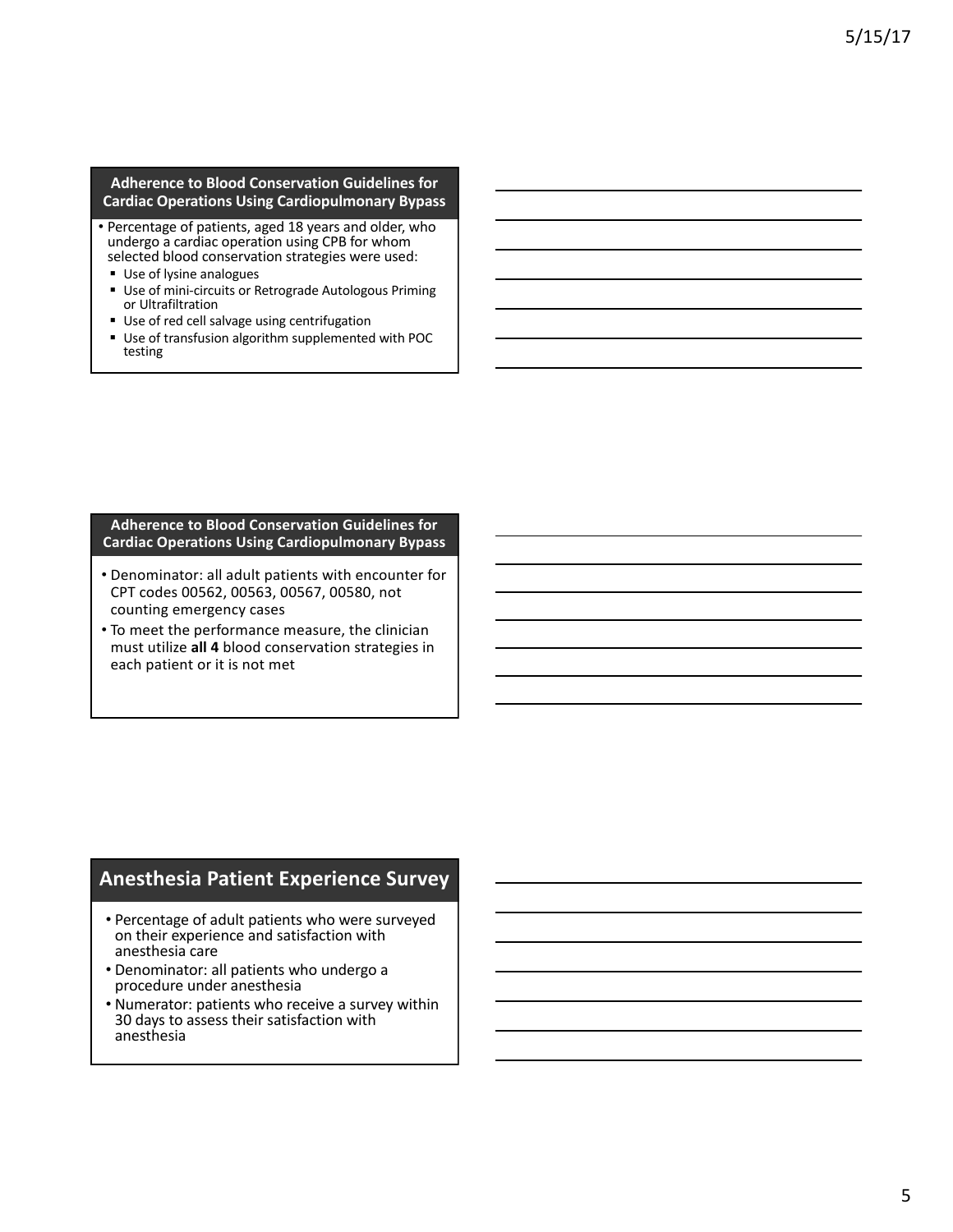## Adherence to Blood Conservation Guidelines for Cardiac Operations Using Cardiopulmonary Bypass

- Percentage of patients, aged 18 years and older, who undergo a cardiac operation using CPB for whom selected blood conservation strategies were used:
  - Use of lysine analogues
  - Use of mini-circuits or Retrograde Autologous Priming or Ultrafiltration
  - Use of red cell salvage using centrifugation
  - Use of transfusion algorithm supplemented with POC testing

## Adherence to Blood Conservation Guidelines for Cardiac Operations Using Cardiopulmonary Bypass

- Denominator: all adult patients with encounter for CPT codes 00562, 00563, 00567, 00580, not counting emergency cases
- To meet the performance measure, the clinician must utilize **all 4** blood conservation strategies in each patient or it is not met

## Anesthesia Patient Experience Survey

- Percentage of adult patients who were surveyed on their experience and satisfaction with anesthesia care
- Denominator: all patients who undergo a procedure under anesthesia
- Numerator: patients who receive a survey within 30 days to assess their satisfaction with anesthesia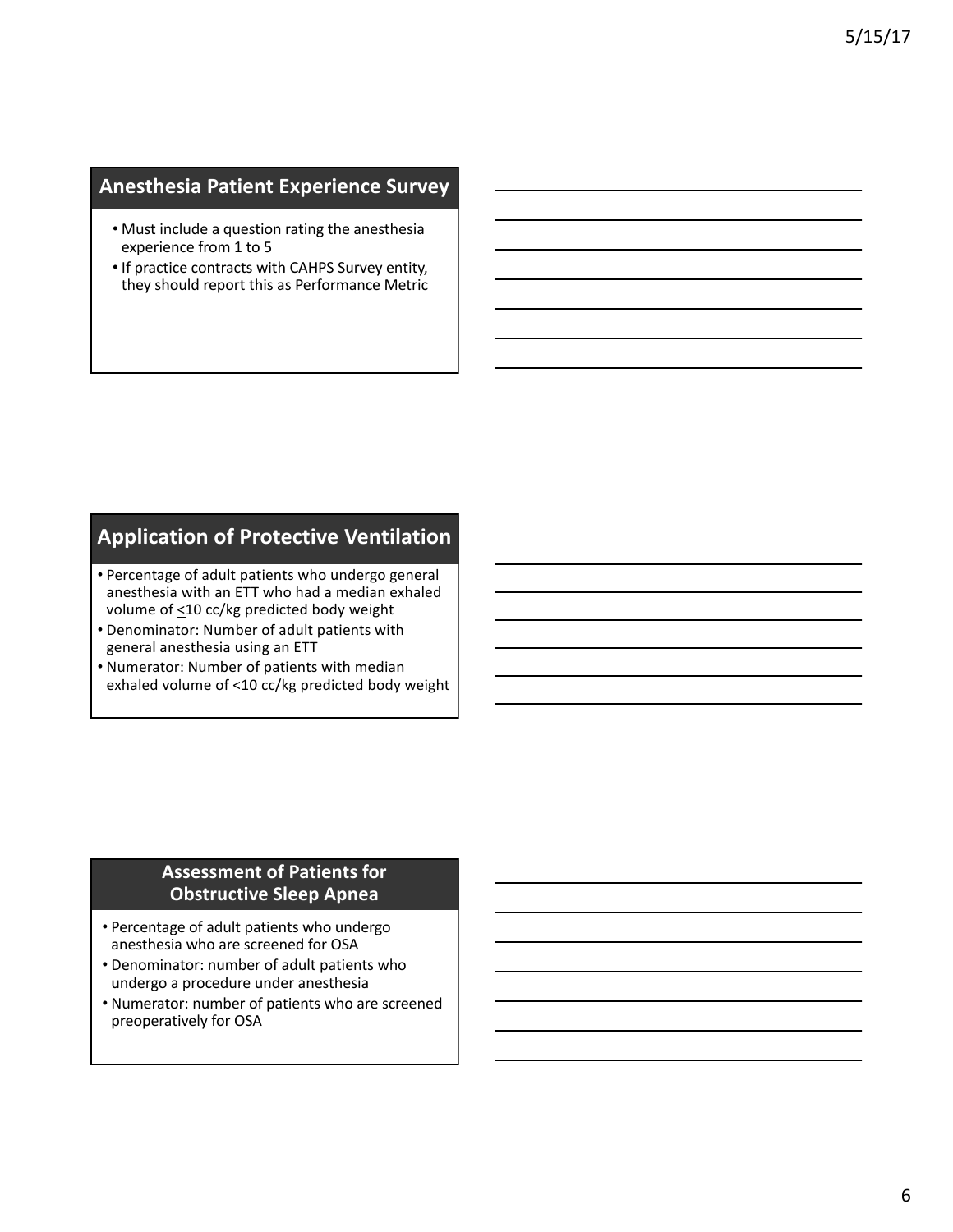## Anesthesia Patient Experience Survey

- Must include a question rating the anesthesia experience from 1 to 5
- If practice contracts with CAHPS Survey entity, they should report this as Performance Metric

## Application of Protective Ventilation

- Percentage of adult patients who undergo general anesthesia with an ETT who had a median exhaled volume of $\leq$10 cc/kg predicted body weight
- Denominator: Number of adult patients with general anesthesia using an ETT
- Numerator: Number of patients with median exhaled volume of $\leq$10 cc/kg predicted body weight

## Assessment of Patients for Obstructive Sleep Apnea

- Percentage of adult patients who undergo anesthesia who are screened for OSA
- Denominator: number of adult patients who undergo a procedure under anesthesia
- Numerator: number of patients who are screened preoperatively for OSA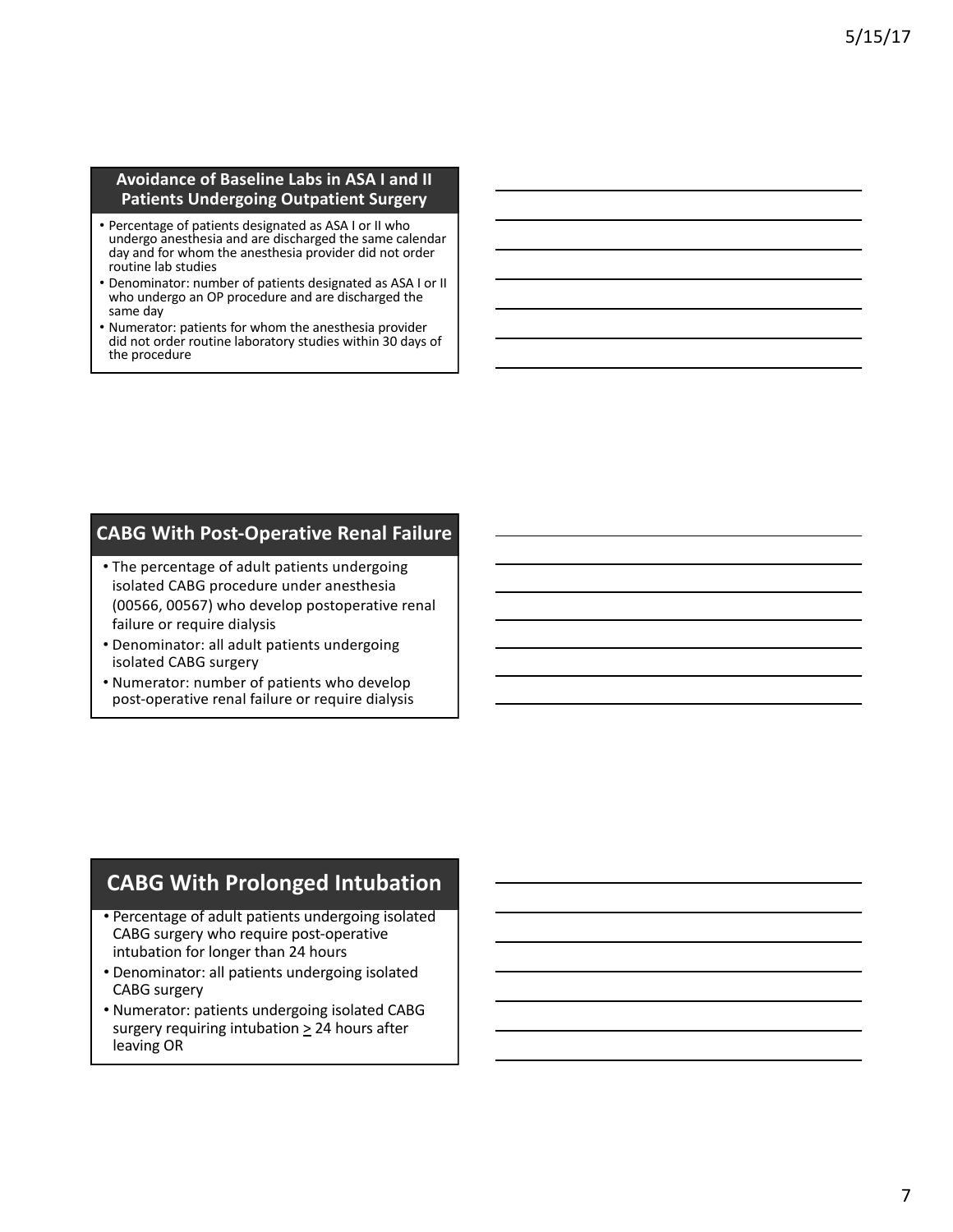## Avoidance of Baseline Labs in ASA I and II Patients Undergoing Outpatient Surgery

- Percentage of patients designated as ASA I or II who undergo anesthesia and are discharged the same calendar day and for whom the anesthesia provider did not order routine lab studies
- Denominator: number of patients designated as ASA I or II who undergo an OP procedure and are discharged the same day
- Numerator: patients for whom the anesthesia provider did not order routine laboratory studies within 30 days of the procedure

## CABG With Post-Operative Renal Failure

- The percentage of adult patients undergoing isolated CABG procedure under anesthesia (00566, 00567) who develop postoperative renal failure or require dialysis
- Denominator: all adult patients undergoing isolated CABG surgery
- Numerator: number of patients who develop post-operative renal failure or require dialysis

## CABG With Prolonged Intubation

- Percentage of adult patients undergoing isolated CABG surgery who require post-operative intubation for longer than 24 hours
- Denominator: all patients undergoing isolated CABG surgery
- Numerator: patients undergoing isolated CABG surgery requiring intubation $\geq$ 24 hours after leaving OR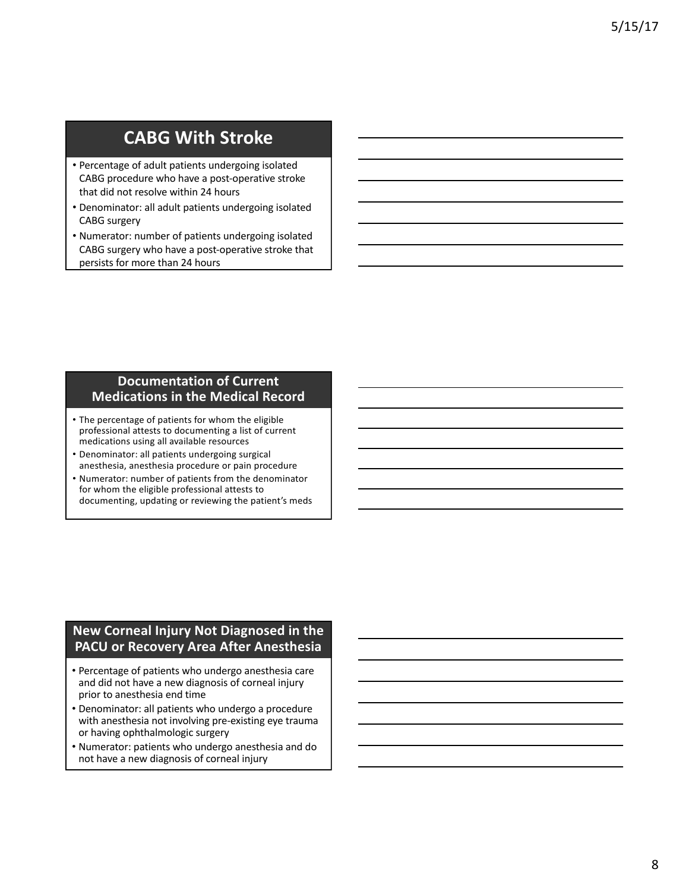## CABG With Stroke

- Percentage of adult patients undergoing isolated CABG procedure who have a post-operative stroke that did not resolve within 24 hours
- Denominator: all adult patients undergoing isolated CABG surgery
- Numerator: number of patients undergoing isolated CABG surgery who have a post-operative stroke that persists for more than 24 hours

## Documentation of Current Medications in the Medical Record

- The percentage of patients for whom the eligible professional attests to documenting a list of current medications using all available resources
- Denominator: all patients undergoing surgical anesthesia, anesthesia procedure or pain procedure
- Numerator: number of patients from the denominator for whom the eligible professional attests to documenting, updating or reviewing the patient's meds

## New Corneal Injury Not Diagnosed in the PACU or Recovery Area After Anesthesia

- Percentage of patients who undergo anesthesia care and did not have a new diagnosis of corneal injury prior to anesthesia end time
- Denominator: all patients who undergo a procedure with anesthesia not involving pre-existing eye trauma or having ophthalmologic surgery
- Numerator: patients who undergo anesthesia and do not have a new diagnosis of corneal injury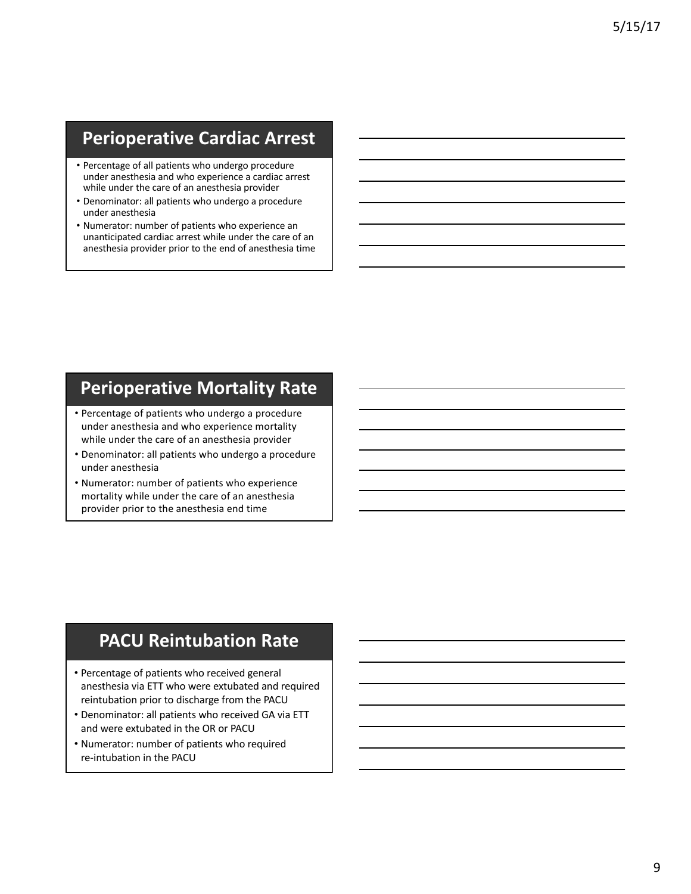## Perioperative Cardiac Arrest

- Percentage of all patients who undergo procedure under anesthesia and who experience a cardiac arrest while under the care of an anesthesia provider
- Denominator: all patients who undergo a procedure under anesthesia
- Numerator: number of patients who experience an unanticipated cardiac arrest while under the care of an anesthesia provider prior to the end of anesthesia time

## Perioperative Mortality Rate

- Percentage of patients who undergo a procedure under anesthesia and who experience mortality while under the care of an anesthesia provider
- Denominator: all patients who undergo a procedure under anesthesia
- Numerator: number of patients who experience mortality while under the care of an anesthesia provider prior to the anesthesia end time

## PACU Reintubation Rate

- Percentage of patients who received general anesthesia via ETT who were extubated and required reintubation prior to discharge from the PACU
- Denominator: all patients who received GA via ETT and were extubated in the OR or PACU
- Numerator: number of patients who required re-intubation in the PACU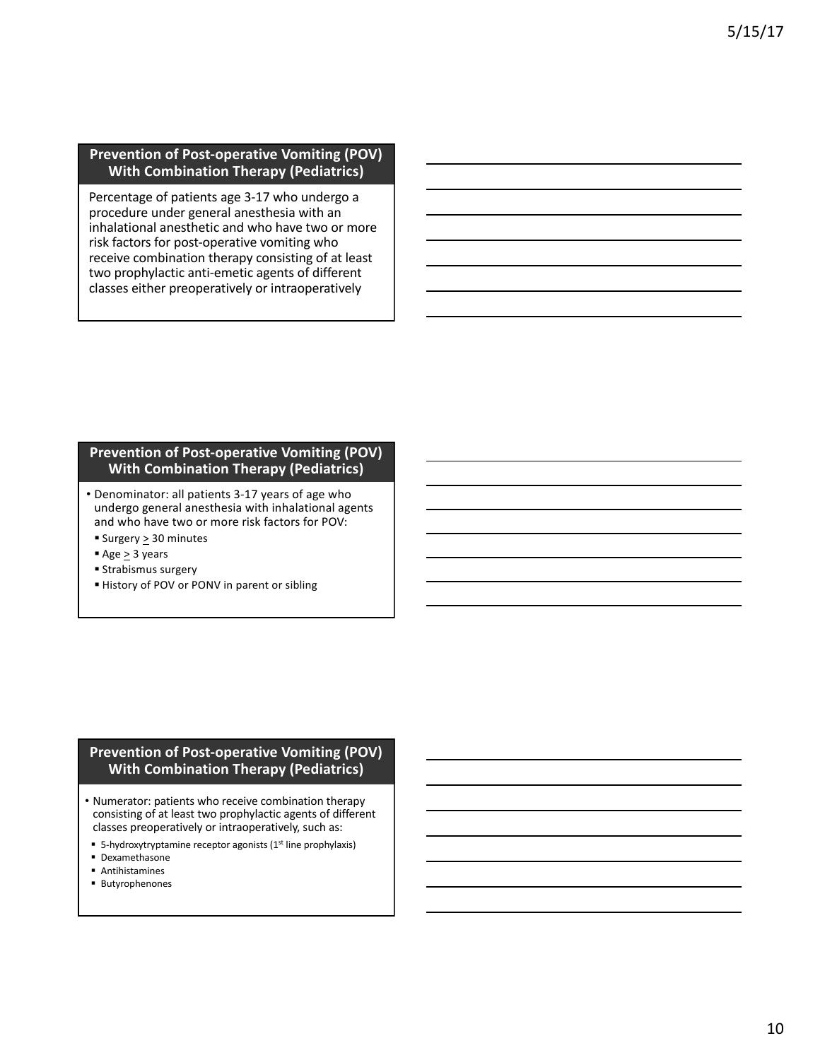## Prevention of Post-operative Vomiting (POV) With Combination Therapy (Pediatrics)

Percentage of patients age 3-17 who undergo a procedure under general anesthesia with an inhalational anesthetic and who have two or more risk factors for post-operative vomiting who receive combination therapy consisting of at least two prophylactic anti-emetic agents of different classes either preoperatively or intraoperatively

## Prevention of Post-operative Vomiting (POV) With Combination Therapy (Pediatrics)

- Denominator: all patients 3-17 years of age who undergo general anesthesia with inhalational agents and who have two or more risk factors for POV:
  - Surgery ≥ 30 minutes
  - Age ≥ 3 years
  - Strabismus surgery
  - History of POV or PONV in parent or sibling

## Prevention of Post-operative Vomiting (POV) With Combination Therapy (Pediatrics)

- Numerator: patients who receive combination therapy consisting of at least two prophylactic agents of different classes preoperatively or intraoperatively, such as:
  - 5-hydroxytryptamine receptor agonists (1st line prophylaxis)
  - Dexamethasone
  - Antihistamines
  - Butyrophenones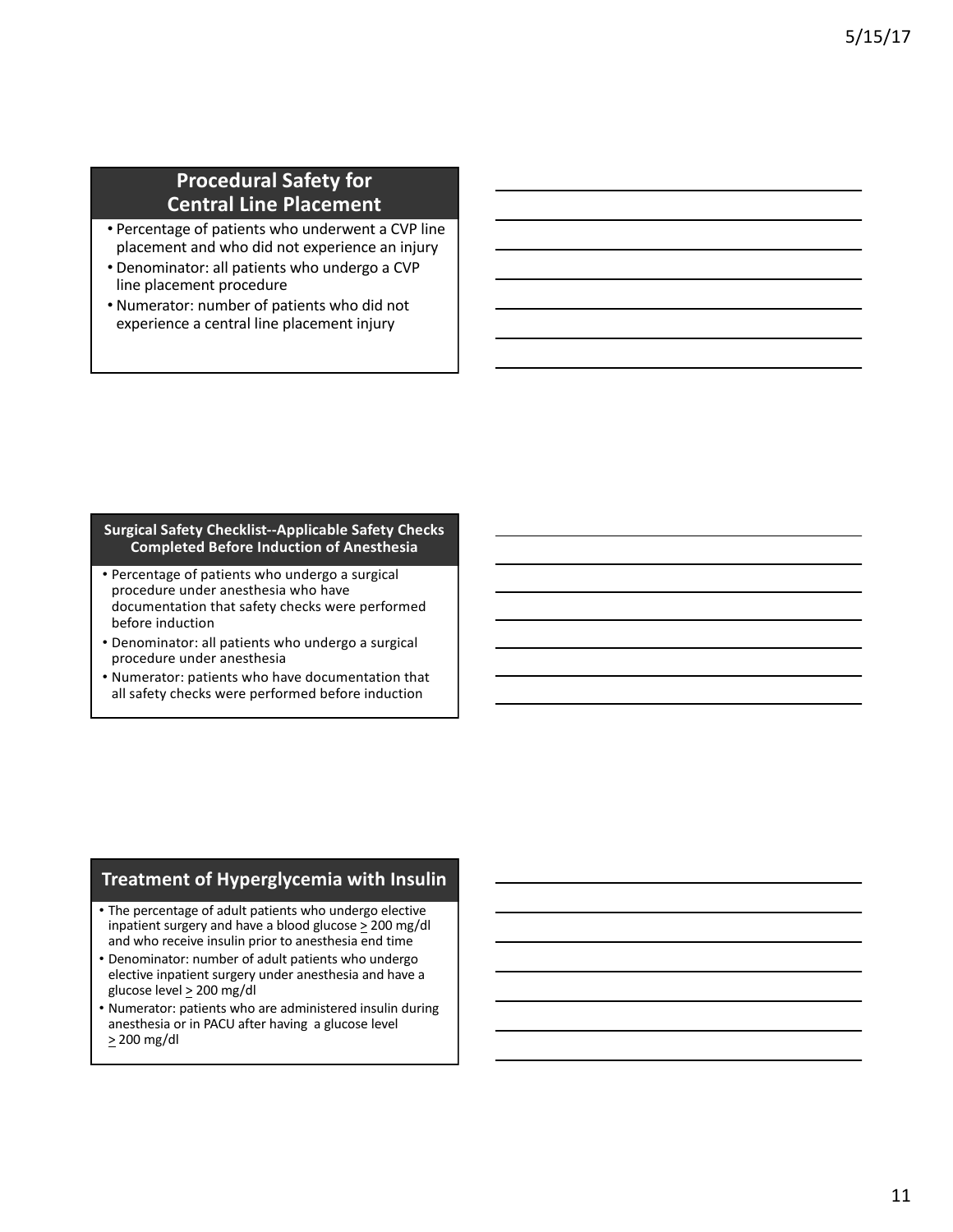## Procedural Safety for Central Line Placement

- Percentage of patients who underwent a CVP line placement and who did not experience an injury
- Denominator: all patients who undergo a CVP line placement procedure
- Numerator: number of patients who did not experience a central line placement injury

## Surgical Safety Checklist--Applicable Safety Checks Completed Before Induction of Anesthesia

- Percentage of patients who undergo a surgical procedure under anesthesia who have documentation that safety checks were performed before induction
- Denominator: all patients who undergo a surgical procedure under anesthesia
- Numerator: patients who have documentation that all safety checks were performed before induction

## Treatment of Hyperglycemia with Insulin

- The percentage of adult patients who undergo elective inpatient surgery and have a blood glucose ≥ 200 mg/dl and who receive insulin prior to anesthesia end time
- Denominator: number of adult patients who undergo elective inpatient surgery under anesthesia and have a glucose level ≥ 200 mg/dl
- Numerator: patients who are administered insulin during anesthesia or in PACU after having a glucose level ≥ 200 mg/dl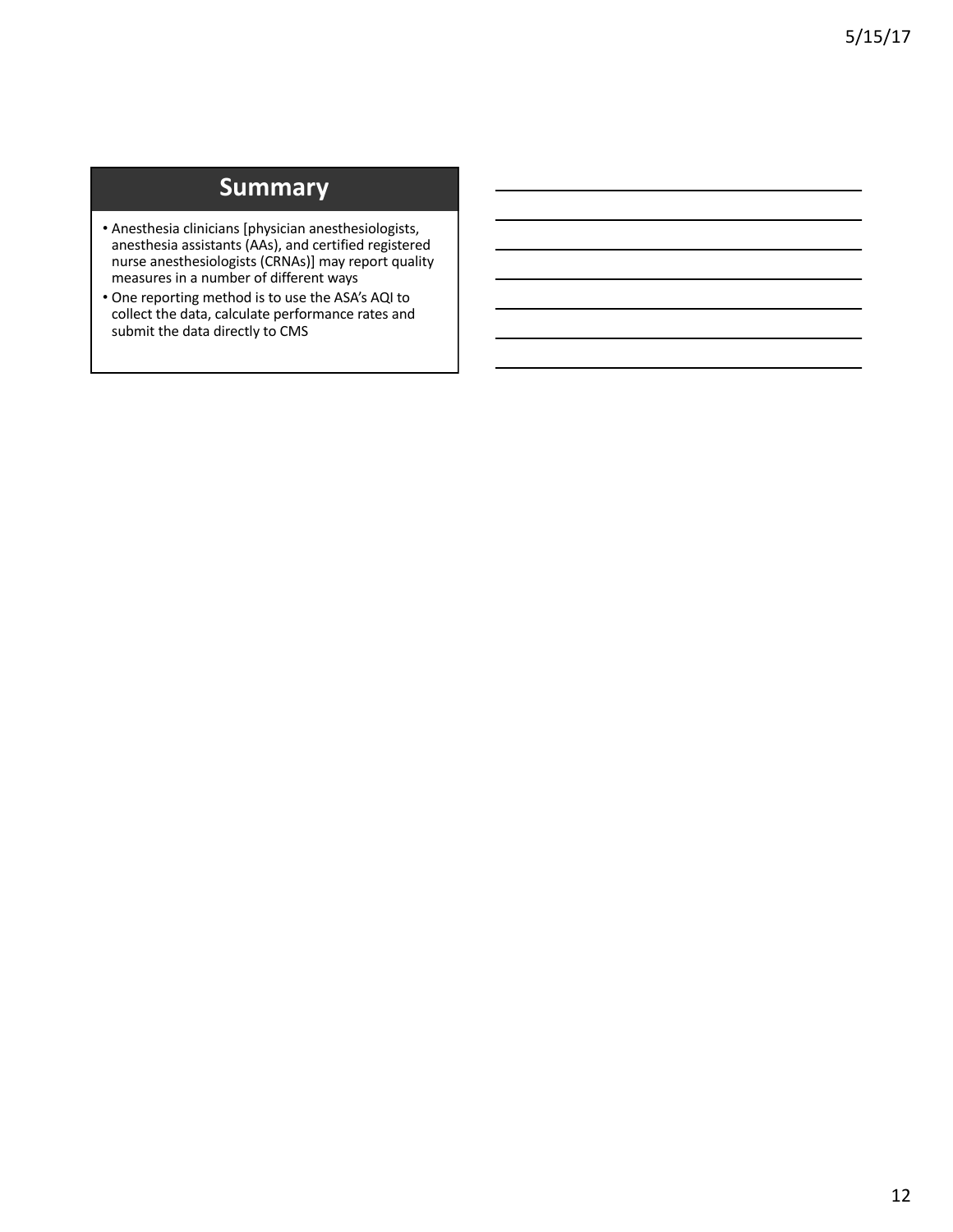## Summary

- Anesthesia clinicians [physician anesthesiologists, anesthesia assistants (AAs), and certified registered nurse anesthesiologists (CRNAs)] may report quality measures in a number of different ways
- One reporting method is to use the ASA's AQI to collect the data, calculate performance rates and submit the data directly to CMS